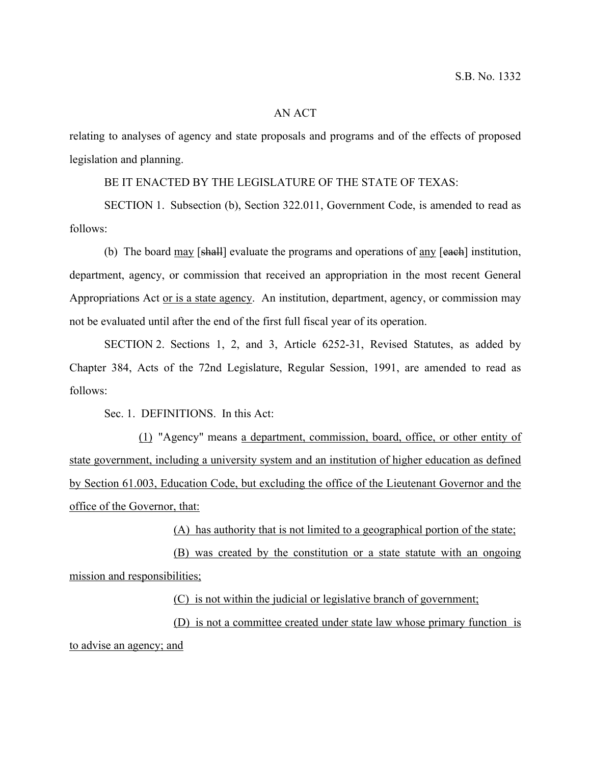S.B. No. 1332

AN ACT

relating to analyses of agency and state proposals and programs and of the effects of proposed legislation and planning.

BE IT ENACTED BY THE LEGISLATURE OF THE STATE OF TEXAS:

SECTION 1. Subsection (b), Section 322.011, Government Code, is amended to read as follows:

(b) The board <u>may</u> [~~shall~~] evaluate the programs and operations of <u>any</u> [~~each~~] institution, department, agency, or commission that received an appropriation in the most recent General Appropriations Act <u>or is a state agency</u>. An institution, department, agency, or commission may not be evaluated until after the end of the first full fiscal year of its operation.

SECTION 2. Sections 1, 2, and 3, Article 6252-31, Revised Statutes, as added by Chapter 384, Acts of the 72nd Legislature, Regular Session, 1991, are amended to read as follows:

Sec. 1. DEFINITIONS. In this Act:

<u>(1)</u> "Agency" means <u>a department, commission, board, office, or other entity of state government, including a university system and an institution of higher education as defined by Section 61.003, Education Code, but excluding the office of the Lieutenant Governor and the office of the Governor, that:</u>

<u>(A) has authority that is not limited to a geographical portion of the state;</u>

<u>(B) was created by the constitution or a state statute with an ongoing mission and responsibilities;</u>

<u>(C) is not within the judicial or legislative branch of government;</u>

<u>(D) is not a committee created under state law whose primary function is to advise an agency; and</u>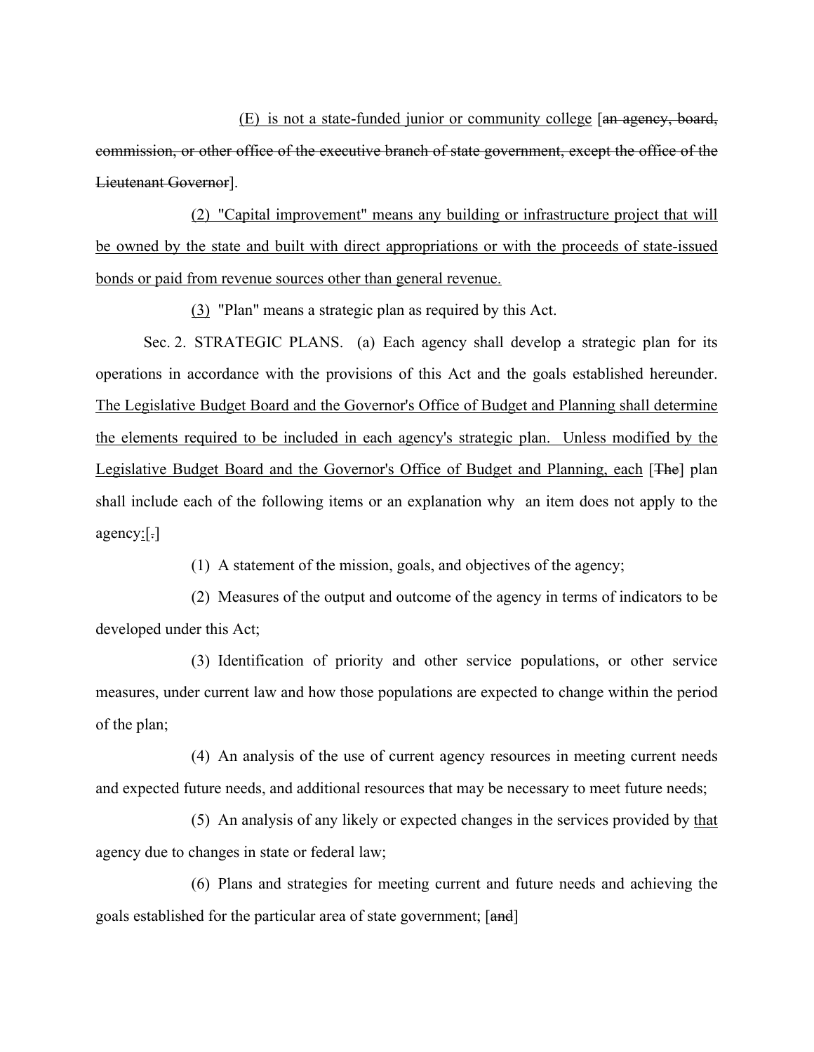(E) is not a state-funded junior or community college [~~an agency, board, commission, or other office of the executive branch of state government, except the office of the Lieutenant Governor~~].

<u>(2) "Capital improvement" means any building or infrastructure project that will be owned by the state and built with direct appropriations or with the proceeds of state-issued bonds or paid from revenue sources other than general revenue.</u>

<u>(3)</u> "Plan" means a strategic plan as required by this Act.

Sec. 2. STRATEGIC PLANS. (a) Each agency shall develop a strategic plan for its operations in accordance with the provisions of this Act and the goals established hereunder. <u>The Legislative Budget Board and the Governor's Office of Budget and Planning shall determine the elements required to be included in each agency's strategic plan. Unless modified by the Legislative Budget Board and the Governor's Office of Budget and Planning, each</u> [~~The~~] plan shall include each of the following items or an explanation why an item does not apply to the agency<u>:</u>[~~.~~]

(1) A statement of the mission, goals, and objectives of the agency;

(2) Measures of the output and outcome of the agency in terms of indicators to be developed under this Act;

(3) Identification of priority and other service populations, or other service measures, under current law and how those populations are expected to change within the period of the plan;

(4) An analysis of the use of current agency resources in meeting current needs and expected future needs, and additional resources that may be necessary to meet future needs;

(5) An analysis of any likely or expected changes in the services provided by <u>that</u> agency due to changes in state or federal law;

(6) Plans and strategies for meeting current and future needs and achieving the goals established for the particular area of state government; [~~and~~]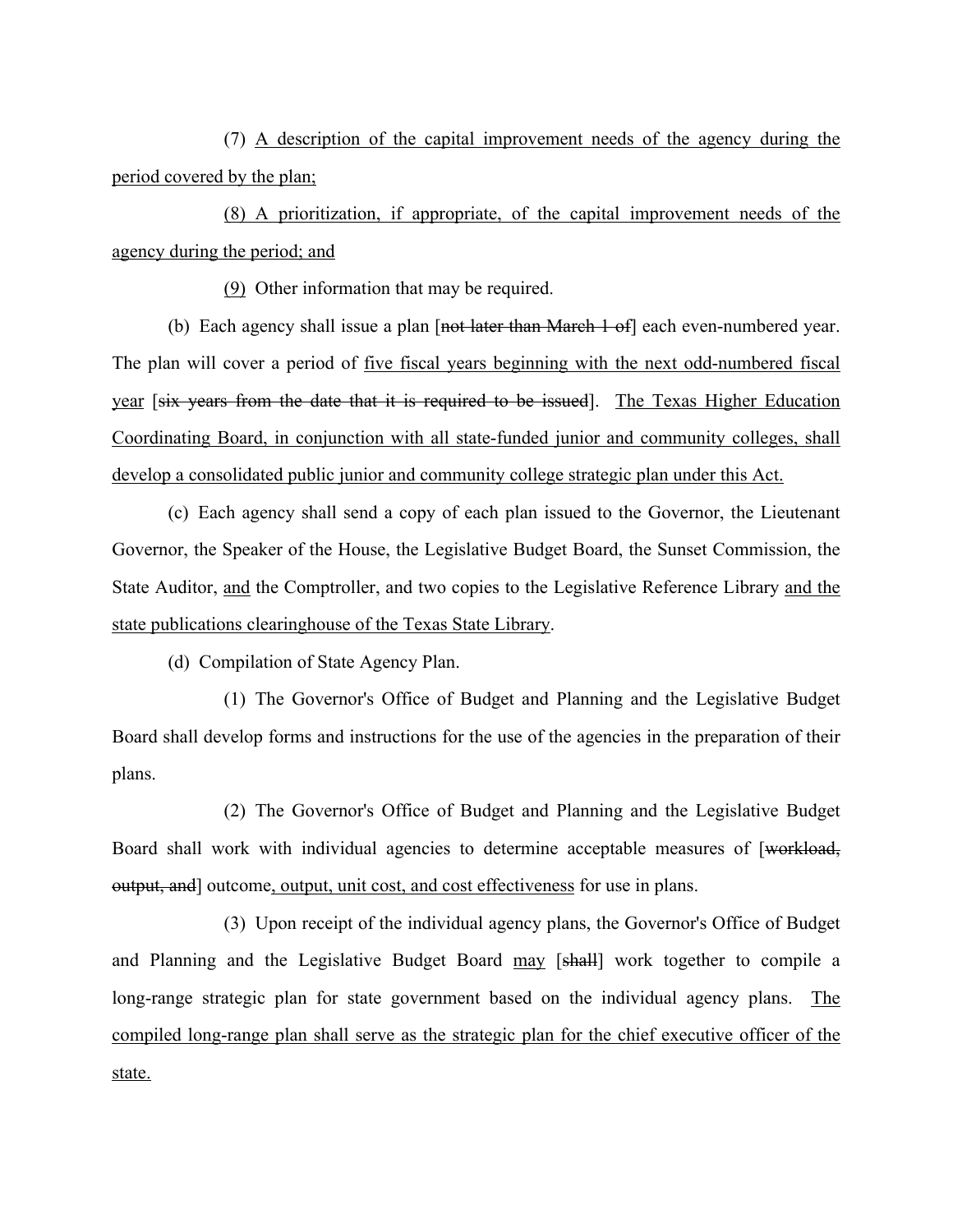(7) A description of the capital improvement needs of the agency during the period covered by the plan;

(8) A prioritization, if appropriate, of the capital improvement needs of the agency during the period; and

(9) Other information that may be required.

(b) Each agency shall issue a plan [~~not later than March 1 of~~] each even-numbered year. The plan will cover a period of five fiscal years beginning with the next odd-numbered fiscal year [~~six years from the date that it is required to be issued~~]. The Texas Higher Education Coordinating Board, in conjunction with all state-funded junior and community colleges, shall develop a consolidated public junior and community college strategic plan under this Act.

(c) Each agency shall send a copy of each plan issued to the Governor, the Lieutenant Governor, the Speaker of the House, the Legislative Budget Board, the Sunset Commission, the State Auditor, and the Comptroller, and two copies to the Legislative Reference Library and the state publications clearinghouse of the Texas State Library.

(d) Compilation of State Agency Plan.

(1) The Governor's Office of Budget and Planning and the Legislative Budget Board shall develop forms and instructions for the use of the agencies in the preparation of their plans.

(2) The Governor's Office of Budget and Planning and the Legislative Budget Board shall work with individual agencies to determine acceptable measures of [~~workload, output, and~~] outcome, output, unit cost, and cost effectiveness for use in plans.

(3) Upon receipt of the individual agency plans, the Governor's Office of Budget and Planning and the Legislative Budget Board may [~~shall~~] work together to compile a long-range strategic plan for state government based on the individual agency plans. The compiled long-range plan shall serve as the strategic plan for the chief executive officer of the state.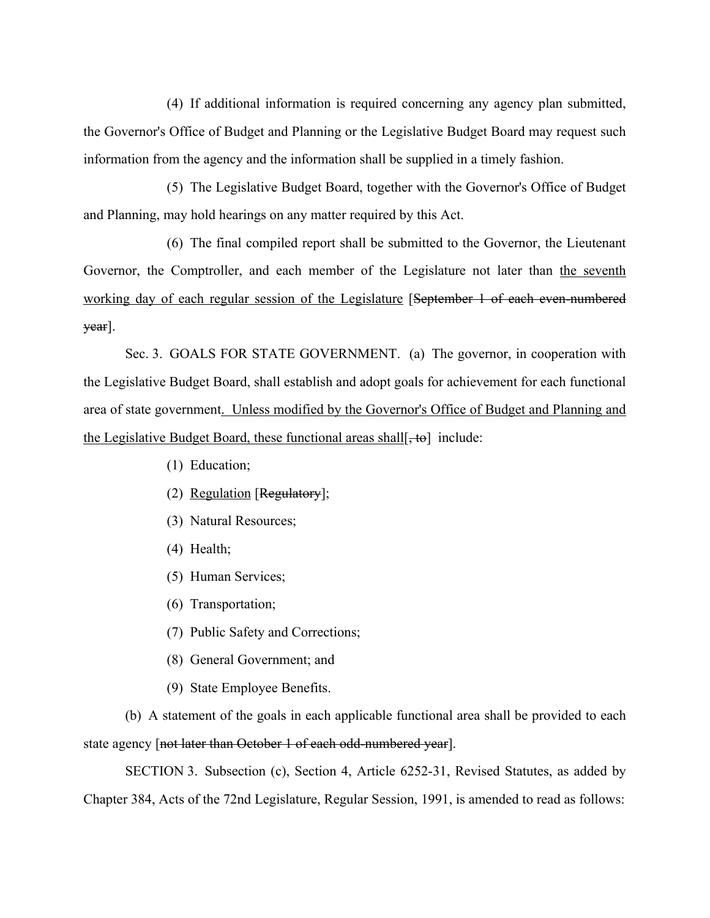(4) If additional information is required concerning any agency plan submitted, the Governor's Office of Budget and Planning or the Legislative Budget Board may request such information from the agency and the information shall be supplied in a timely fashion.

(5) The Legislative Budget Board, together with the Governor's Office of Budget and Planning, may hold hearings on any matter required by this Act.

(6) The final compiled report shall be submitted to the Governor, the Lieutenant Governor, the Comptroller, and each member of the Legislature not later than <u>the seventh working day of each regular session of the Legislature</u> [~~September 1 of each even-numbered year~~].

Sec. 3. GOALS FOR STATE GOVERNMENT. (a) The governor, in cooperation with the Legislative Budget Board, shall establish and adopt goals for achievement for each functional area of state government<u>. Unless modified by the Governor's Office of Budget and Planning and the Legislative Budget Board, these functional areas shall</u>[~~, to~~] include:

(1) Education;

(2) <u>Regulation</u> [~~Regulatory~~];

(3) Natural Resources;

(4) Health;

(5) Human Services;

(6) Transportation;

(7) Public Safety and Corrections;

(8) General Government; and

(9) State Employee Benefits.

(b) A statement of the goals in each applicable functional area shall be provided to each state agency [~~not later than October 1 of each odd-numbered year~~].

SECTION 3. Subsection (c), Section 4, Article 6252-31, Revised Statutes, as added by Chapter 384, Acts of the 72nd Legislature, Regular Session, 1991, is amended to read as follows: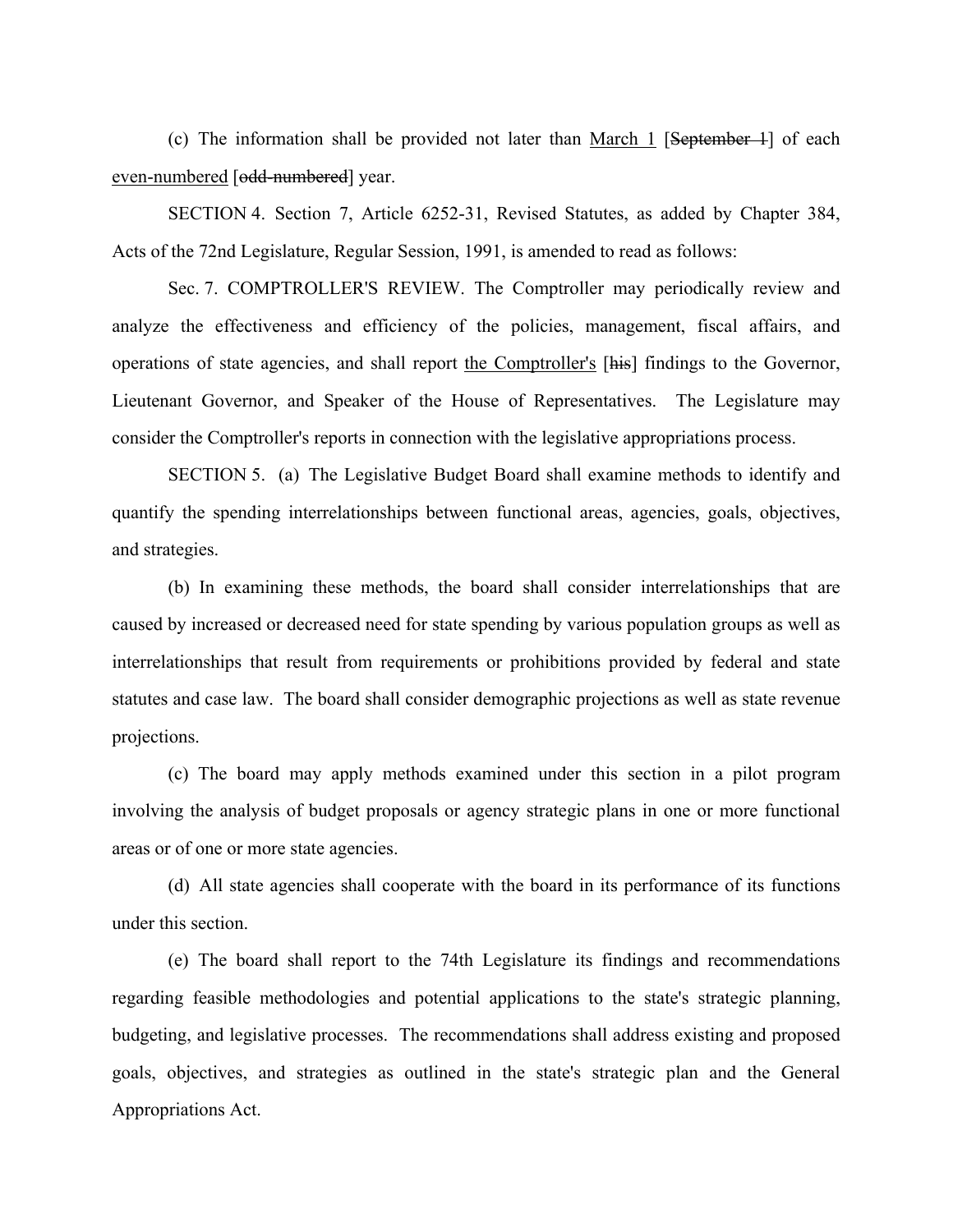(c) The information shall be provided not later than <u>March 1</u> [~~September 1~~] of each <u>even-numbered</u> [~~odd-numbered~~] year.

SECTION 4. Section 7, Article 6252-31, Revised Statutes, as added by Chapter 384, Acts of the 72nd Legislature, Regular Session, 1991, is amended to read as follows:

Sec. 7. COMPTROLLER'S REVIEW. The Comptroller may periodically review and analyze the effectiveness and efficiency of the policies, management, fiscal affairs, and operations of state agencies, and shall report <u>the Comptroller's</u> [~~his~~] findings to the Governor, Lieutenant Governor, and Speaker of the House of Representatives. The Legislature may consider the Comptroller's reports in connection with the legislative appropriations process.

SECTION 5. (a) The Legislative Budget Board shall examine methods to identify and quantify the spending interrelationships between functional areas, agencies, goals, objectives, and strategies.

(b) In examining these methods, the board shall consider interrelationships that are caused by increased or decreased need for state spending by various population groups as well as interrelationships that result from requirements or prohibitions provided by federal and state statutes and case law. The board shall consider demographic projections as well as state revenue projections.

(c) The board may apply methods examined under this section in a pilot program involving the analysis of budget proposals or agency strategic plans in one or more functional areas or of one or more state agencies.

(d) All state agencies shall cooperate with the board in its performance of its functions under this section.

(e) The board shall report to the 74th Legislature its findings and recommendations regarding feasible methodologies and potential applications to the state's strategic planning, budgeting, and legislative processes. The recommendations shall address existing and proposed goals, objectives, and strategies as outlined in the state's strategic plan and the General Appropriations Act.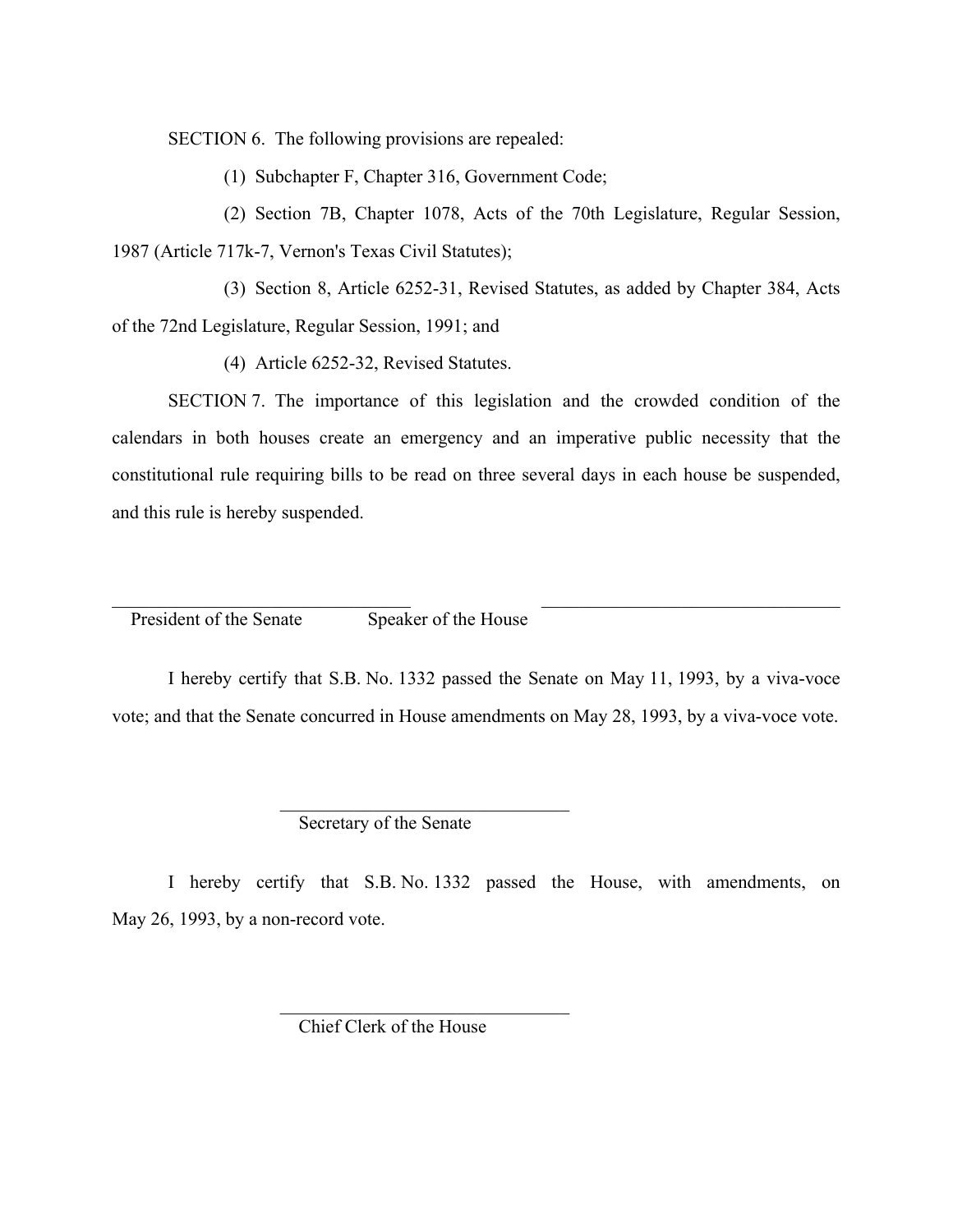SECTION 6. The following provisions are repealed:

(1) Subchapter F, Chapter 316, Government Code;

(2) Section 7B, Chapter 1078, Acts of the 70th Legislature, Regular Session, 1987 (Article 717k-7, Vernon's Texas Civil Statutes);

(3) Section 8, Article 6252-31, Revised Statutes, as added by Chapter 384, Acts of the 72nd Legislature, Regular Session, 1991; and

(4) Article 6252-32, Revised Statutes.

SECTION 7. The importance of this legislation and the crowded condition of the calendars in both houses create an emergency and an imperative public necessity that the constitutional rule requiring bills to be read on three several days in each house be suspended, and this rule is hereby suspended.

\_\_\_\_\_\_\_\_\_\_\_\_\_\_\_\_\_\_\_\_\_\_\_\_\_\_\_\_\_\_\_\_ \_\_\_\_\_\_\_\_\_\_\_\_\_\_\_\_\_\_\_\_\_\_\_\_\_\_\_\_\_\_\_\_

President of the Senate Speaker of the House

I hereby certify that S.B. No. 1332 passed the Senate on May 11, 1993, by a viva-voce vote; and that the Senate concurred in House amendments on May 28, 1993, by a viva-voce vote.

\_\_\_\_\_\_\_\_\_\_\_\_\_\_\_\_\_\_\_\_\_\_\_\_\_\_\_\_\_\_\_\_

Secretary of the Senate

I hereby certify that S.B. No. 1332 passed the House, with amendments, on May 26, 1993, by a non-record vote.

\_\_\_\_\_\_\_\_\_\_\_\_\_\_\_\_\_\_\_\_\_\_\_\_\_\_\_\_\_\_\_\_

Chief Clerk of the House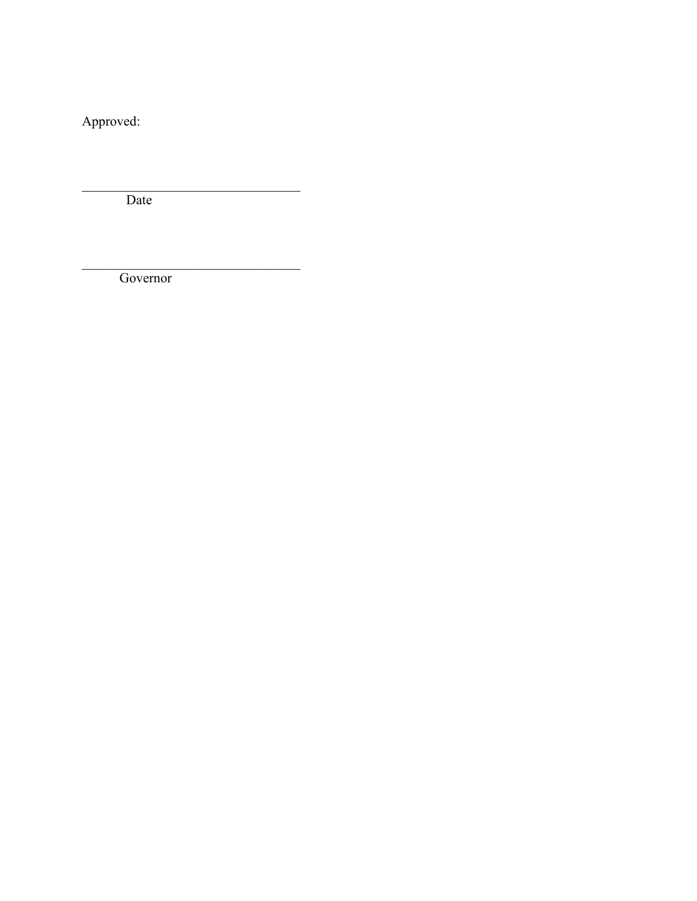Approved:

\_\_\_\_\_\_\_\_\_\_\_\_\_\_\_\_\_\_\_\_\_\_\_\_\_\_\_\_\_\_\_\_\_\_\_\_

Date

\_\_\_\_\_\_\_\_\_\_\_\_\_\_\_\_\_\_\_\_\_\_\_\_\_\_\_\_\_\_\_\_\_\_\_\_

Governor